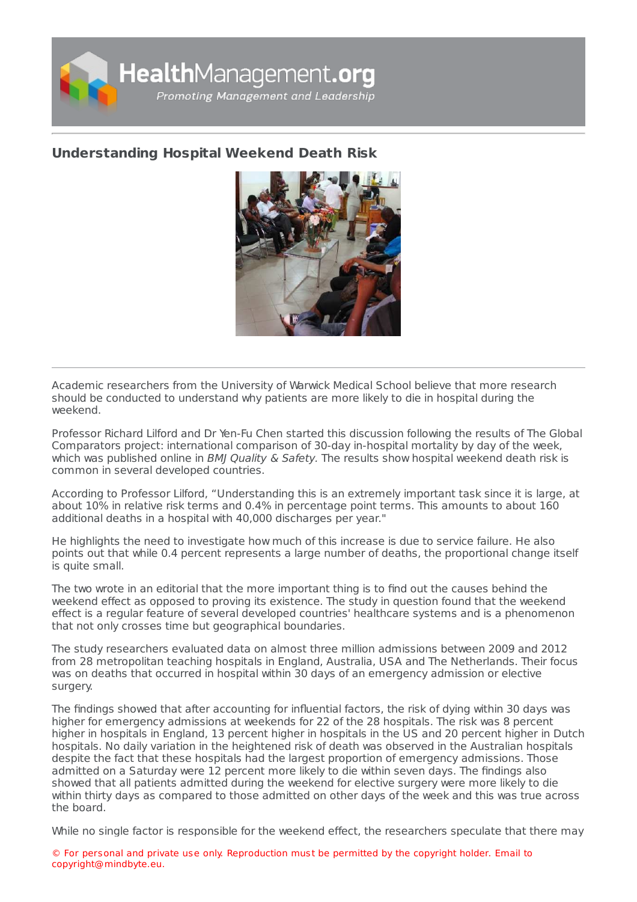# Understanding Hospital Weekend Death Risk

Academic researchers from the University of Warwick Medical School believe that more research should be conducted to understand why patients are more likely to die in hospital during the weekend.

Professor Richard Lilford and Dr Yen-Fu Chen started this discussion following the results of The Global Comparators project: international comparison of 30-day in-hospital mortality by day of the week, which was published online in *BMJ Quality & Safety*. The results show hospital weekend death risk is common in several developed countries.

According to Professor Lilford, "Understanding this is an extremely important task since it is large, at about 10% in relative risk terms and 0.4% in percentage point terms. This amounts to about 160 additional deaths in a hospital with 40,000 discharges per year."

He highlights the need to investigate how much of this increase is due to service failure. He also points out that while 0.4 percent represents a large number of deaths, the proportional change itself is quite small.

The two wrote in an editorial that the more important thing is to find out the causes behind the weekend effect as opposed to proving its existence. The study in question found that the weekend effect is a regular feature of several developed countries' healthcare systems and is a phenomenon that not only crosses time but geographical boundaries.

The study researchers evaluated data on almost three million admissions between 2009 and 2012 from 28 metropolitan teaching hospitals in England, Australia, USA and The Netherlands. Their focus was on deaths that occurred in hospital within 30 days of an emergency admission or elective surgery.

The findings showed that after accounting for influential factors, the risk of dying within 30 days was higher for emergency admissions at weekends for 22 of the 28 hospitals. The risk was 8 percent higher in hospitals in England, 13 percent higher in hospitals in the US and 20 percent higher in Dutch hospitals. No daily variation in the heightened risk of death was observed in the Australian hospitals despite the fact that these hospitals had the largest proportion of emergency admissions. Those admitted on a Saturday were 12 percent more likely to die within seven days. The findings also showed that all patients admitted during the weekend for elective surgery were more likely to die within thirty days as compared to those admitted on other days of the week and this was true across the board.

While no single factor is responsible for the weekend effect, the researchers speculate that there may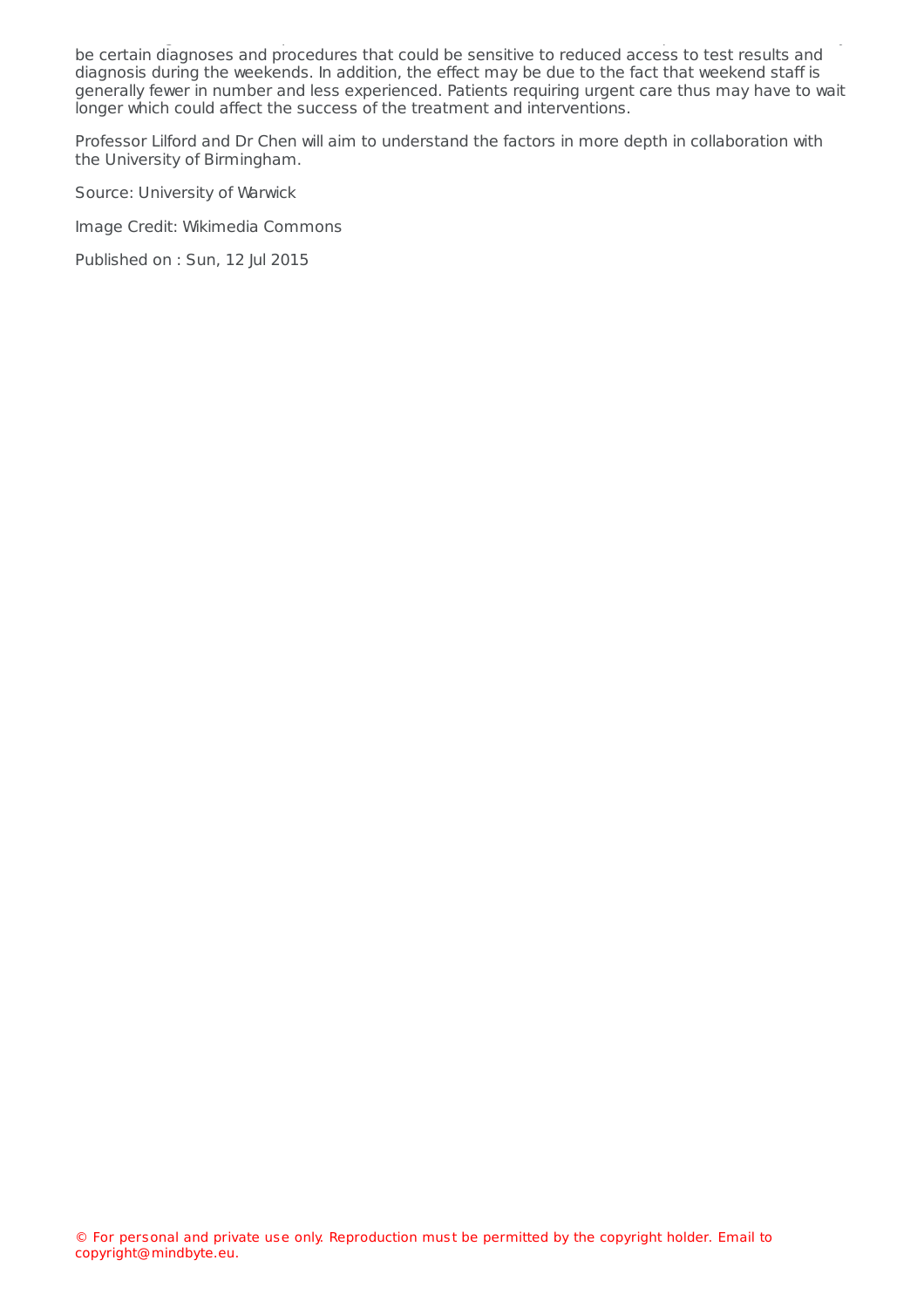be certain diagnoses and procedures that could be sensitive to reduced access to test results and diagnosis during the weekends. In addition, the effect may be due to the fact that weekend staff is generally fewer in number and less experienced. Patients requiring urgent care thus may have to wait longer which could affect the success of the treatment and interventions.

Professor Lilford and Dr Chen will aim to understand the factors in more depth in collaboration with the University of Birmingham.

Source: University of Warwick

Image Credit: Wikimedia Commons

Published on : Sun, 12 Jul 2015

© For personal and private use only. Reproduction must be permitted by the copyright holder. Email to copyright@mindbyte.eu.